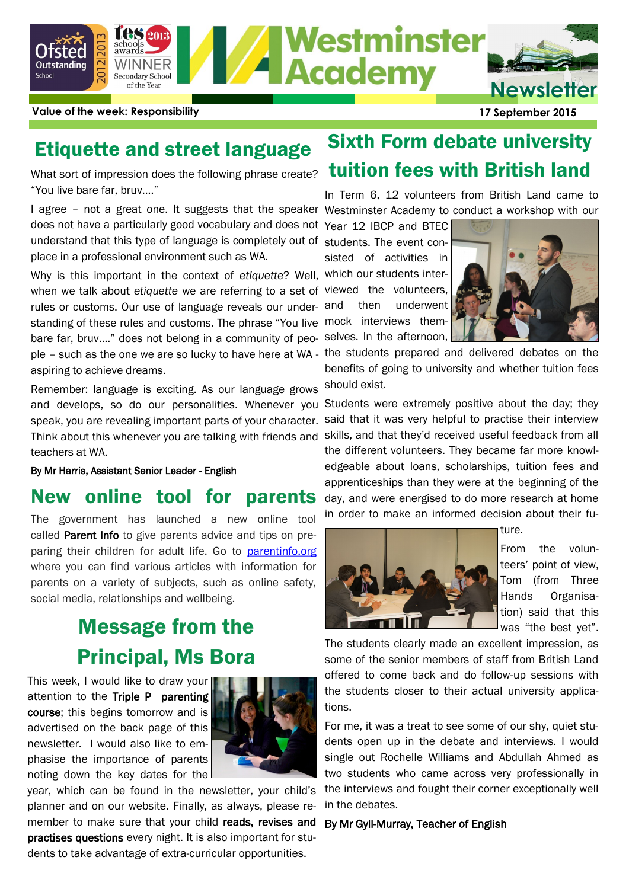# Westminster Academy Newsletter

**Value of the week: Responsibility**

**17 September 2015**

## Etiquette and street language

What sort of impression does the following phrase create? "You live bare far, bruv...."

I agree – not a great one. It suggests that the speaker does not have a particularly good vocabulary and does not understand that this type of language is completely out of place in a professional environment such as WA.

Why is this important in the context of *etiquette*? Well, when we talk about *etiquette* we are referring to a set of rules or customs. Our use of language reveals our understanding of these rules and customs. The phrase "You live bare far, bruv...." does not belong in a community of people – such as the one we are so lucky to have here at WA - aspiring to achieve dreams.

Remember: language is exciting. As our language grows and develops, so do our personalities. Whenever you speak, you are revealing important parts of your character. Think about this whenever you are talking with friends and teachers at WA.

By Mr Harris, Assistant Senior Leader - English

## New online tool for parents

The government has launched a new online tool called **Parent Info** to give parents advice and tips on preparing their children for adult life. Go to parentinfo.org where you can find various articles with information for parents on a variety of subjects, such as online safety, social media, relationships and wellbeing.

## Message from the Principal, Ms Bora

This week, I would like to draw your attention to the **Triple P parenting course**; this begins tomorrow and is advertised on the back page of this newsletter. I would also like to emphasise the importance of parents noting down the key dates for the year, which can be found in the newsletter, your child's planner and on our website. Finally, as always, please remember to make sure that your child **reads, revises and practises questions** every night. It is also important for students to take advantage of extra-curricular opportunities.

## Sixth Form debate university tuition fees with British land

In Term 6, 12 volunteers from British Land came to Westminster Academy to conduct a workshop with our Year 12 IBCP and BTEC students. The event consisted of activities in which our students interviewed the volunteers, and then underwent mock interviews themselves. In the afternoon, the students prepared and delivered debates on the benefits of going to university and whether tuition fees should exist.

Students were extremely positive about the day; they said that it was very helpful to practise their interview skills, and that they'd received useful feedback from all the different volunteers. They became far more knowledgeable about loans, scholarships, tuition fees and apprenticeships than they were at the beginning of the day, and were energised to do more research at home in order to make an informed decision about their future.

From the volunteers' point of view, Tom (from Three Hands Organisation) said that this was "the best yet". The students clearly made an excellent impression, as some of the senior members of staff from British Land offered to come back and do follow-up sessions with the students closer to their actual university applications.

For me, it was a treat to see some of our shy, quiet students open up in the debate and interviews. I would single out Rochelle Williams and Abdullah Ahmed as two students who came across very professionally in the interviews and fought their corner exceptionally well in the debates.

By Mr Gyll-Murray, Teacher of English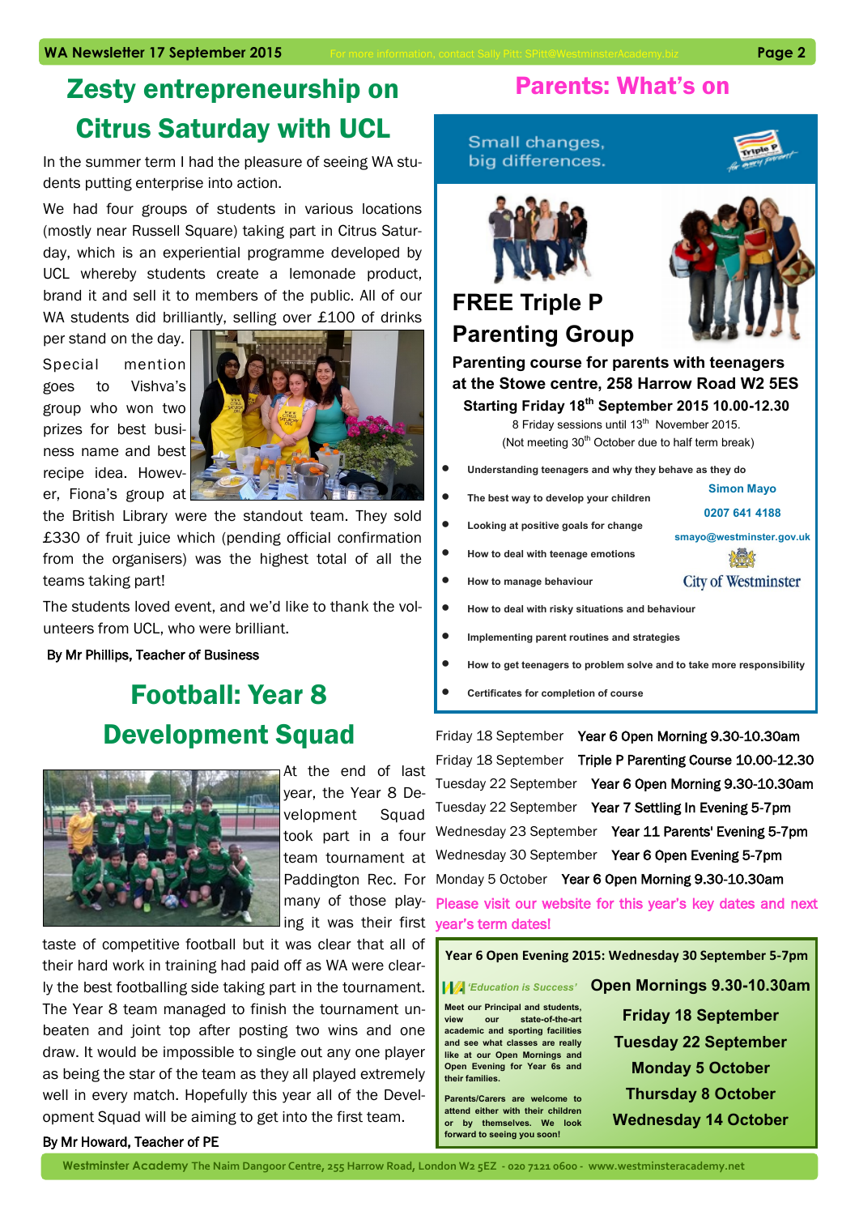# Zesty entrepreneurship on Citrus Saturday with UCL

In the summer term I had the pleasure of seeing WA students putting enterprise into action.

We had four groups of students in various locations (mostly near Russell Square) taking part in Citrus Saturday, which is an experiential programme developed by UCL whereby students create a lemonade product, brand it and sell it to members of the public. All of our WA students did brilliantly, selling over £100 of drinks per stand on the day.

Special mention goes to Vishva's group who won two prizes for best business name and best recipe idea. However, Fiona's group at the British Library were the standout team. They sold £330 of fruit juice which (pending official confirmation from the organisers) was the highest total of all the teams taking part!

The students loved event, and we'd like to thank the volunteers from UCL, who were brilliant.

By Mr Phillips, Teacher of Business

# Football: Year 8 Development Squad

At the end of last year, the Year 8 Development Squad took part in a four team tournament at Paddington Rec. For many of those playing it was their first taste of competitive football but it was clear that all of their hard work in training had paid off as WA were clearly the best footballing side taking part in the tournament. The Year 8 team managed to finish the tournament unbeaten and joint top after posting two wins and one draw. It would be impossible to single out any one player as being the star of the team as they all played extremely well in every match. Hopefully this year all of the Development Squad will be aiming to get into the first team.

By Mr Howard, Teacher of PE

# Parents: What's on

Small changes, big differences.

Triple P for every parent

## FREE Triple P Parenting Group

**Parenting course for parents with teenagers at the Stowe centre, 258 Harrow Road W2 5ES**

**Starting Friday 18th September 2015 10.00-12.30**

8 Friday sessions until 13th November 2015.

(Not meeting 30th October due to half term break)

- Understanding teenagers and why they behave as they do
- The best way to develop your children
- Looking at positive goals for change
- How to deal with teenage emotions
- How to manage behaviour
- How to deal with risky situations and behaviour
- Implementing parent routines and strategies
- How to get teenagers to problem solve and to take more responsibility
- Certificates for completion of course

Simon Mayo
0207 641 4188
smayo@westminster.gov.uk

City of Westminster

| | |
|---|---|
| Friday 18 September | **Year 6 Open Morning 9.30-10.30am** |
| Friday 18 September | **Triple P Parenting Course 10.00-12.30** |
| Tuesday 22 September | **Year 6 Open Morning 9.30-10.30am** |
| Tuesday 22 September | **Year 7 Settling In Evening 5-7pm** |
| Wednesday 23 September | **Year 11 Parents' Evening 5-7pm** |
| Wednesday 30 September | **Year 6 Open Evening 5-7pm** |
| Monday 5 October | **Year 6 Open Morning 9.30-10.30am** |

Please visit our website for this year's key dates and next year's term dates!

**Year 6 Open Evening 2015: Wednesday 30 September 5-7pm**

*'Education is Success'*

Meet our Principal and students, view our state-of-the-art academic and sporting facilities and see what classes are really like at our Open Mornings and Open Evening for Year 6s and their families.

Parents/Carers are welcome to attend either with their children or by themselves. We look forward to seeing you soon!

**Open Mornings 9.30-10.30am**

**Friday 18 September**
**Tuesday 22 September**
**Monday 5 October**
**Thursday 8 October**
**Wednesday 14 October**